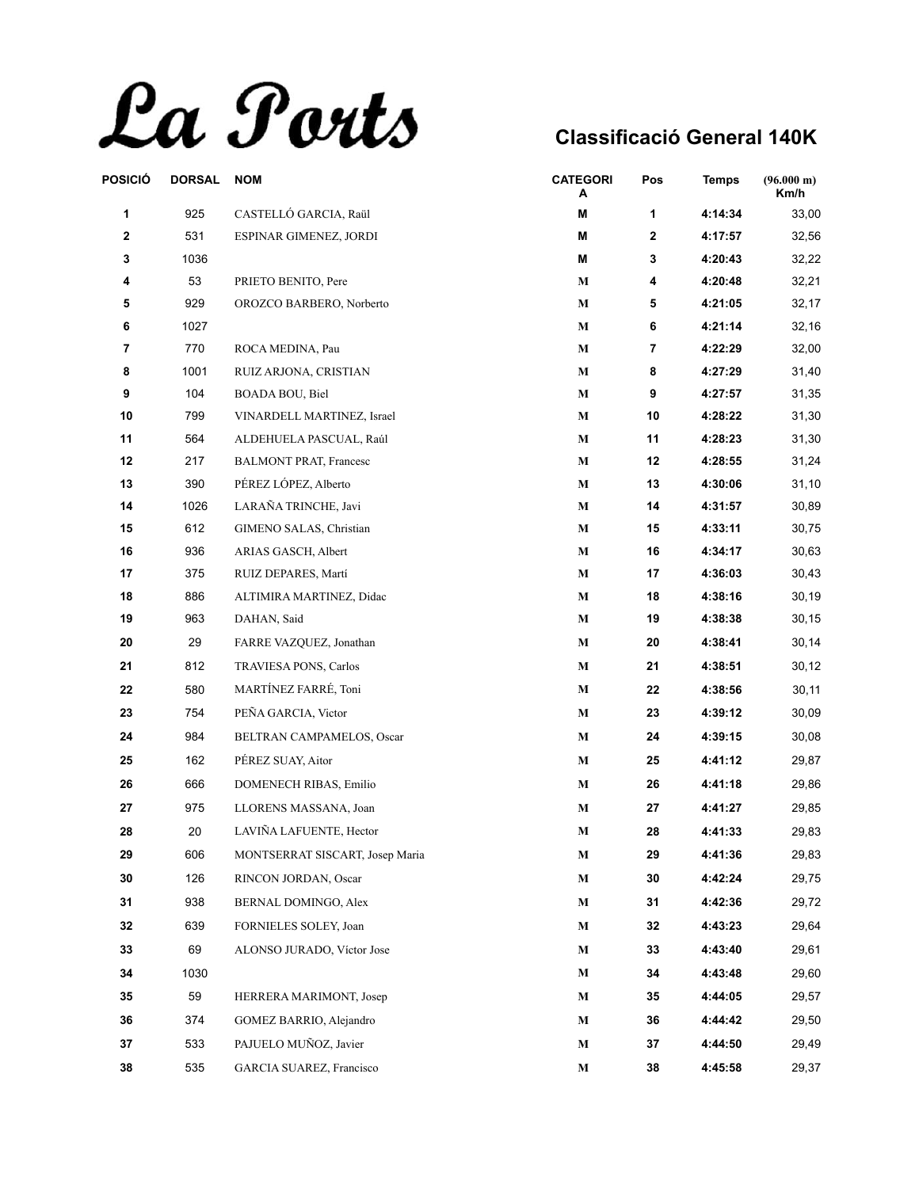# La Ports

## Classificació General 140K

| POSICIÓ | DORSAL | NOM | CATEGORIA | Pos | Temps | (96.000 m) Km/h |
|---|---|---|---|---|---|---|
| 1 | 925 | CASTELLÓ GARCIA, Raül | M | 1 | 4:14:34 | 33,00 |
| 2 | 531 | ESPINAR GIMENEZ, JORDI | M | 2 | 4:17:57 | 32,56 |
| 3 | 1036 | | M | 3 | 4:20:43 | 32,22 |
| 4 | 53 | PRIETO BENITO, Pere | M | 4 | 4:20:48 | 32,21 |
| 5 | 929 | OROZCO BARBERO, Norberto | M | 5 | 4:21:05 | 32,17 |
| 6 | 1027 | | M | 6 | 4:21:14 | 32,16 |
| 7 | 770 | ROCA MEDINA, Pau | M | 7 | 4:22:29 | 32,00 |
| 8 | 1001 | RUIZ ARJONA, CRISTIAN | M | 8 | 4:27:29 | 31,40 |
| 9 | 104 | BOADA BOU, Biel | M | 9 | 4:27:57 | 31,35 |
| 10 | 799 | VINARDELL MARTINEZ, Israel | M | 10 | 4:28:22 | 31,30 |
| 11 | 564 | ALDEHUELA PASCUAL, Raúl | M | 11 | 4:28:23 | 31,30 |
| 12 | 217 | BALMONT PRAT, Francesc | M | 12 | 4:28:55 | 31,24 |
| 13 | 390 | PÉREZ LÓPEZ, Alberto | M | 13 | 4:30:06 | 31,10 |
| 14 | 1026 | LARAÑA TRINCHE, Javi | M | 14 | 4:31:57 | 30,89 |
| 15 | 612 | GIMENO SALAS, Christian | M | 15 | 4:33:11 | 30,75 |
| 16 | 936 | ARIAS GASCH, Albert | M | 16 | 4:34:17 | 30,63 |
| 17 | 375 | RUIZ DEPARES, Martí | M | 17 | 4:36:03 | 30,43 |
| 18 | 886 | ALTIMIRA MARTINEZ, Didac | M | 18 | 4:38:16 | 30,19 |
| 19 | 963 | DAHAN, Said | M | 19 | 4:38:38 | 30,15 |
| 20 | 29 | FARRE VAZQUEZ, Jonathan | M | 20 | 4:38:41 | 30,14 |
| 21 | 812 | TRAVIESA PONS, Carlos | M | 21 | 4:38:51 | 30,12 |
| 22 | 580 | MARTÍNEZ FARRÉ, Toni | M | 22 | 4:38:56 | 30,11 |
| 23 | 754 | PEÑA GARCIA, Victor | M | 23 | 4:39:12 | 30,09 |
| 24 | 984 | BELTRAN CAMPAMELOS, Oscar | M | 24 | 4:39:15 | 30,08 |
| 25 | 162 | PÉREZ SUAY, Aitor | M | 25 | 4:41:12 | 29,87 |
| 26 | 666 | DOMENECH RIBAS, Emilio | M | 26 | 4:41:18 | 29,86 |
| 27 | 975 | LLORENS MASSANA, Joan | M | 27 | 4:41:27 | 29,85 |
| 28 | 20 | LAVIÑA LAFUENTE, Hector | M | 28 | 4:41:33 | 29,83 |
| 29 | 606 | MONTSERRAT SISCART, Josep Maria | M | 29 | 4:41:36 | 29,83 |
| 30 | 126 | RINCON JORDAN, Oscar | M | 30 | 4:42:24 | 29,75 |
| 31 | 938 | BERNAL DOMINGO, Alex | M | 31 | 4:42:36 | 29,72 |
| 32 | 639 | FORNIELES SOLEY, Joan | M | 32 | 4:43:23 | 29,64 |
| 33 | 69 | ALONSO JURADO, Víctor Jose | M | 33 | 4:43:40 | 29,61 |
| 34 | 1030 | | M | 34 | 4:43:48 | 29,60 |
| 35 | 59 | HERRERA MARIMONT, Josep | M | 35 | 4:44:05 | 29,57 |
| 36 | 374 | GOMEZ BARRIO, Alejandro | M | 36 | 4:44:42 | 29,50 |
| 37 | 533 | PAJUELO MUÑOZ, Javier | M | 37 | 4:44:50 | 29,49 |
| 38 | 535 | GARCIA SUAREZ, Francisco | M | 38 | 4:45:58 | 29,37 |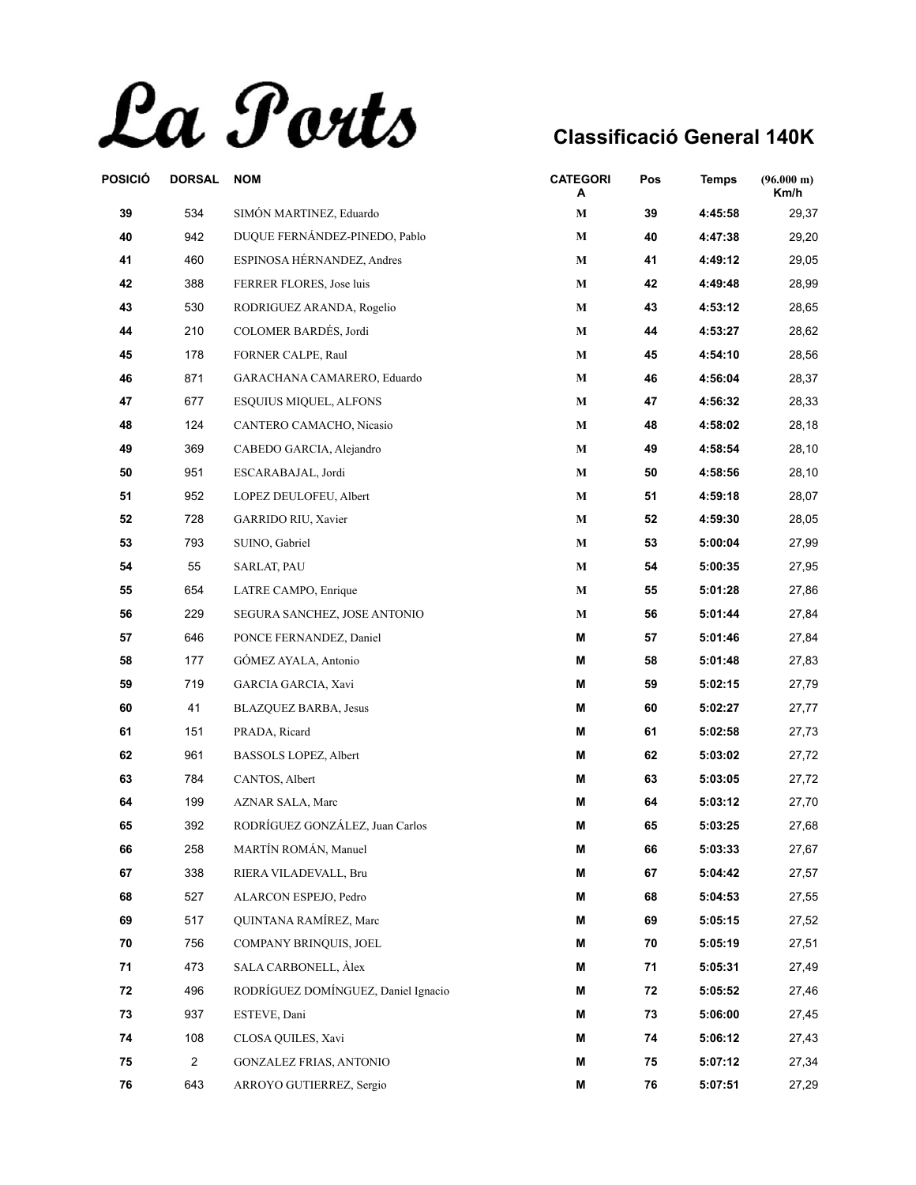# La Ports

## Classificació General 140K

| POSICIÓ | DORSAL | NOM | CATEGORIA | Pos | Temps | (96.000 m) Km/h |
|---|---|---|---|---|---|---|
| 39 | 534 | SIMÓN MARTINEZ, Eduardo | M | 39 | 4:45:58 | 29,37 |
| 40 | 942 | DUQUE FERNÁNDEZ-PINEDO, Pablo | M | 40 | 4:47:38 | 29,20 |
| 41 | 460 | ESPINOSA HÉRNANDEZ, Andres | M | 41 | 4:49:12 | 29,05 |
| 42 | 388 | FERRER FLORES, Jose luis | M | 42 | 4:49:48 | 28,99 |
| 43 | 530 | RODRIGUEZ ARANDA, Rogelio | M | 43 | 4:53:12 | 28,65 |
| 44 | 210 | COLOMER BARDÉS, Jordi | M | 44 | 4:53:27 | 28,62 |
| 45 | 178 | FORNER CALPE, Raul | M | 45 | 4:54:10 | 28,56 |
| 46 | 871 | GARACHANA CAMARERO, Eduardo | M | 46 | 4:56:04 | 28,37 |
| 47 | 677 | ESQUIUS MIQUEL, ALFONS | M | 47 | 4:56:32 | 28,33 |
| 48 | 124 | CANTERO CAMACHO, Nicasio | M | 48 | 4:58:02 | 28,18 |
| 49 | 369 | CABEDO GARCIA, Alejandro | M | 49 | 4:58:54 | 28,10 |
| 50 | 951 | ESCARABAJAL, Jordi | M | 50 | 4:58:56 | 28,10 |
| 51 | 952 | LOPEZ DEULOFEU, Albert | M | 51 | 4:59:18 | 28,07 |
| 52 | 728 | GARRIDO RIU, Xavier | M | 52 | 4:59:30 | 28,05 |
| 53 | 793 | SUINO, Gabriel | M | 53 | 5:00:04 | 27,99 |
| 54 | 55 | SARLAT, PAU | M | 54 | 5:00:35 | 27,95 |
| 55 | 654 | LATRE CAMPO, Enrique | M | 55 | 5:01:28 | 27,86 |
| 56 | 229 | SEGURA SANCHEZ, JOSE ANTONIO | M | 56 | 5:01:44 | 27,84 |
| 57 | 646 | PONCE FERNANDEZ, Daniel | M | 57 | 5:01:46 | 27,84 |
| 58 | 177 | GÓMEZ AYALA, Antonio | M | 58 | 5:01:48 | 27,83 |
| 59 | 719 | GARCIA GARCIA, Xavi | M | 59 | 5:02:15 | 27,79 |
| 60 | 41 | BLAZQUEZ BARBA, Jesus | M | 60 | 5:02:27 | 27,77 |
| 61 | 151 | PRADA, Ricard | M | 61 | 5:02:58 | 27,73 |
| 62 | 961 | BASSOLS LOPEZ, Albert | M | 62 | 5:03:02 | 27,72 |
| 63 | 784 | CANTOS, Albert | M | 63 | 5:03:05 | 27,72 |
| 64 | 199 | AZNAR SALA, Marc | M | 64 | 5:03:12 | 27,70 |
| 65 | 392 | RODRÍGUEZ GONZÁLEZ, Juan Carlos | M | 65 | 5:03:25 | 27,68 |
| 66 | 258 | MARTÍN ROMÁN, Manuel | M | 66 | 5:03:33 | 27,67 |
| 67 | 338 | RIERA VILADEVALL, Bru | M | 67 | 5:04:42 | 27,57 |
| 68 | 527 | ALARCON ESPEJO, Pedro | M | 68 | 5:04:53 | 27,55 |
| 69 | 517 | QUINTANA RAMÍREZ, Marc | M | 69 | 5:05:15 | 27,52 |
| 70 | 756 | COMPANY BRINQUIS, JOEL | M | 70 | 5:05:19 | 27,51 |
| 71 | 473 | SALA CARBONELL, Àlex | M | 71 | 5:05:31 | 27,49 |
| 72 | 496 | RODRÍGUEZ DOMÍNGUEZ, Daniel Ignacio | M | 72 | 5:05:52 | 27,46 |
| 73 | 937 | ESTEVE, Dani | M | 73 | 5:06:00 | 27,45 |
| 74 | 108 | CLOSA QUILES, Xavi | M | 74 | 5:06:12 | 27,43 |
| 75 | 2 | GONZALEZ FRIAS, ANTONIO | M | 75 | 5:07:12 | 27,34 |
| 76 | 643 | ARROYO GUTIERREZ, Sergio | M | 76 | 5:07:51 | 27,29 |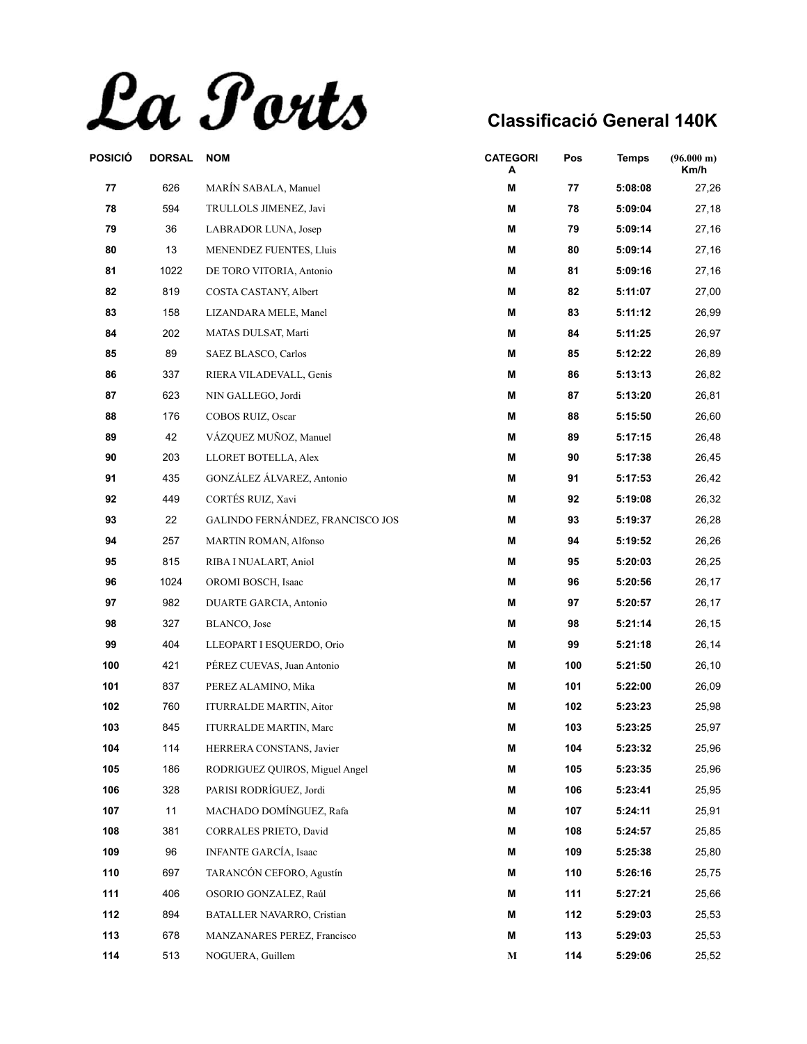# La Ports

## Classificació General 140K

| POSICIÓ | DORSAL | NOM | CATEGORIA | Pos | Temps | (96.000 m) Km/h |
|---|---|---|---|---|---|---|
| 77 | 626 | MARÍN SABALA, Manuel | M | 77 | 5:08:08 | 27,26 |
| 78 | 594 | TRULLOLS JIMENEZ, Javi | M | 78 | 5:09:04 | 27,18 |
| 79 | 36 | LABRADOR LUNA, Josep | M | 79 | 5:09:14 | 27,16 |
| 80 | 13 | MENENDEZ FUENTES, Lluis | M | 80 | 5:09:14 | 27,16 |
| 81 | 1022 | DE TORO VITORIA, Antonio | M | 81 | 5:09:16 | 27,16 |
| 82 | 819 | COSTA CASTANY, Albert | M | 82 | 5:11:07 | 27,00 |
| 83 | 158 | LIZANDARA MELE, Manel | M | 83 | 5:11:12 | 26,99 |
| 84 | 202 | MATAS DULSAT, Marti | M | 84 | 5:11:25 | 26,97 |
| 85 | 89 | SAEZ BLASCO, Carlos | M | 85 | 5:12:22 | 26,89 |
| 86 | 337 | RIERA VILADEVALL, Genis | M | 86 | 5:13:13 | 26,82 |
| 87 | 623 | NIN GALLEGO, Jordi | M | 87 | 5:13:20 | 26,81 |
| 88 | 176 | COBOS RUIZ, Oscar | M | 88 | 5:15:50 | 26,60 |
| 89 | 42 | VÁZQUEZ MUÑOZ, Manuel | M | 89 | 5:17:15 | 26,48 |
| 90 | 203 | LLORET BOTELLA, Alex | M | 90 | 5:17:38 | 26,45 |
| 91 | 435 | GONZÁLEZ ÁLVAREZ, Antonio | M | 91 | 5:17:53 | 26,42 |
| 92 | 449 | CORTÉS RUIZ, Xavi | M | 92 | 5:19:08 | 26,32 |
| 93 | 22 | GALINDO FERNÁNDEZ, FRANCISCO JOS | M | 93 | 5:19:37 | 26,28 |
| 94 | 257 | MARTIN ROMAN, Alfonso | M | 94 | 5:19:52 | 26,26 |
| 95 | 815 | RIBA I NUALART, Aniol | M | 95 | 5:20:03 | 26,25 |
| 96 | 1024 | OROMI BOSCH, Isaac | M | 96 | 5:20:56 | 26,17 |
| 97 | 982 | DUARTE GARCIA, Antonio | M | 97 | 5:20:57 | 26,17 |
| 98 | 327 | BLANCO, Jose | M | 98 | 5:21:14 | 26,15 |
| 99 | 404 | LLEOPART I ESQUERDO, Orio | M | 99 | 5:21:18 | 26,14 |
| 100 | 421 | PÉREZ CUEVAS, Juan Antonio | M | 100 | 5:21:50 | 26,10 |
| 101 | 837 | PEREZ ALAMINO, Mika | M | 101 | 5:22:00 | 26,09 |
| 102 | 760 | ITURRALDE MARTIN, Aitor | M | 102 | 5:23:23 | 25,98 |
| 103 | 845 | ITURRALDE MARTIN, Marc | M | 103 | 5:23:25 | 25,97 |
| 104 | 114 | HERRERA CONSTANS, Javier | M | 104 | 5:23:32 | 25,96 |
| 105 | 186 | RODRIGUEZ QUIROS, Miguel Angel | M | 105 | 5:23:35 | 25,96 |
| 106 | 328 | PARISI RODRÍGUEZ, Jordi | M | 106 | 5:23:41 | 25,95 |
| 107 | 11 | MACHADO DOMÍNGUEZ, Rafa | M | 107 | 5:24:11 | 25,91 |
| 108 | 381 | CORRALES PRIETO, David | M | 108 | 5:24:57 | 25,85 |
| 109 | 96 | INFANTE GARCÍA, Isaac | M | 109 | 5:25:38 | 25,80 |
| 110 | 697 | TARANCÓN CEFORO, Agustín | M | 110 | 5:26:16 | 25,75 |
| 111 | 406 | OSORIO GONZALEZ, Raúl | M | 111 | 5:27:21 | 25,66 |
| 112 | 894 | BATALLER NAVARRO, Cristian | M | 112 | 5:29:03 | 25,53 |
| 113 | 678 | MANZANARES PEREZ, Francisco | M | 113 | 5:29:03 | 25,53 |
| 114 | 513 | NOGUERA, Guillem | M | 114 | 5:29:06 | 25,52 |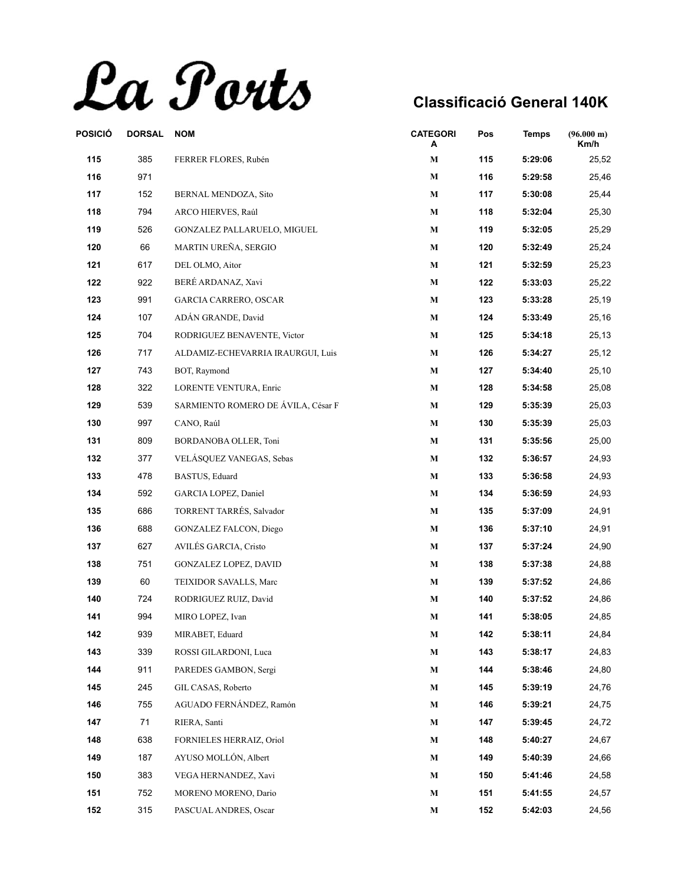# La Ports

## Classificació General 140K

| POSICIÓ | DORSAL | NOM | CATEGORIA | Pos | Temps | (96.000 m) Km/h |
|---|---|---|---|---|---|---|
| 115 | 385 | FERRER FLORES, Rubén | M | 115 | 5:29:06 | 25,52 |
| 116 | 971 | | M | 116 | 5:29:58 | 25,46 |
| 117 | 152 | BERNAL MENDOZA, Sito | M | 117 | 5:30:08 | 25,44 |
| 118 | 794 | ARCO HIERVES, Raúl | M | 118 | 5:32:04 | 25,30 |
| 119 | 526 | GONZALEZ PALLARUELO, MIGUEL | M | 119 | 5:32:05 | 25,29 |
| 120 | 66 | MARTIN UREÑA, SERGIO | M | 120 | 5:32:49 | 25,24 |
| 121 | 617 | DEL OLMO, Aitor | M | 121 | 5:32:59 | 25,23 |
| 122 | 922 | BERÉ ARDANAZ, Xavi | M | 122 | 5:33:03 | 25,22 |
| 123 | 991 | GARCIA CARRERO, OSCAR | M | 123 | 5:33:28 | 25,19 |
| 124 | 107 | ADÁN GRANDE, David | M | 124 | 5:33:49 | 25,16 |
| 125 | 704 | RODRIGUEZ BENAVENTE, Victor | M | 125 | 5:34:18 | 25,13 |
| 126 | 717 | ALDAMIZ-ECHEVARRIA IRAURGUI, Luis | M | 126 | 5:34:27 | 25,12 |
| 127 | 743 | BOT, Raymond | M | 127 | 5:34:40 | 25,10 |
| 128 | 322 | LORENTE VENTURA, Enric | M | 128 | 5:34:58 | 25,08 |
| 129 | 539 | SARMIENTO ROMERO DE ÁVILA, César F | M | 129 | 5:35:39 | 25,03 |
| 130 | 997 | CANO, Raúl | M | 130 | 5:35:39 | 25,03 |
| 131 | 809 | BORDANOBA OLLER, Toni | M | 131 | 5:35:56 | 25,00 |
| 132 | 377 | VELÁSQUEZ VANEGAS, Sebas | M | 132 | 5:36:57 | 24,93 |
| 133 | 478 | BASTUS, Eduard | M | 133 | 5:36:58 | 24,93 |
| 134 | 592 | GARCIA LOPEZ, Daniel | M | 134 | 5:36:59 | 24,93 |
| 135 | 686 | TORRENT TARRÉS, Salvador | M | 135 | 5:37:09 | 24,91 |
| 136 | 688 | GONZALEZ FALCON, Diego | M | 136 | 5:37:10 | 24,91 |
| 137 | 627 | AVILÉS GARCIA, Cristo | M | 137 | 5:37:24 | 24,90 |
| 138 | 751 | GONZALEZ LOPEZ, DAVID | M | 138 | 5:37:38 | 24,88 |
| 139 | 60 | TEIXIDOR SAVALLS, Marc | M | 139 | 5:37:52 | 24,86 |
| 140 | 724 | RODRIGUEZ RUIZ, David | M | 140 | 5:37:52 | 24,86 |
| 141 | 994 | MIRO LOPEZ, Ivan | M | 141 | 5:38:05 | 24,85 |
| 142 | 939 | MIRABET, Eduard | M | 142 | 5:38:11 | 24,84 |
| 143 | 339 | ROSSI GILARDONI, Luca | M | 143 | 5:38:17 | 24,83 |
| 144 | 911 | PAREDES GAMBON, Sergi | M | 144 | 5:38:46 | 24,80 |
| 145 | 245 | GIL CASAS, Roberto | M | 145 | 5:39:19 | 24,76 |
| 146 | 755 | AGUADO FERNÁNDEZ, Ramón | M | 146 | 5:39:21 | 24,75 |
| 147 | 71 | RIERA, Santi | M | 147 | 5:39:45 | 24,72 |
| 148 | 638 | FORNIELES HERRAIZ, Oriol | M | 148 | 5:40:27 | 24,67 |
| 149 | 187 | AYUSO MOLLÓN, Albert | M | 149 | 5:40:39 | 24,66 |
| 150 | 383 | VEGA HERNANDEZ, Xavi | M | 150 | 5:41:46 | 24,58 |
| 151 | 752 | MORENO MORENO, Dario | M | 151 | 5:41:55 | 24,57 |
| 152 | 315 | PASCUAL ANDRES, Oscar | M | 152 | 5:42:03 | 24,56 |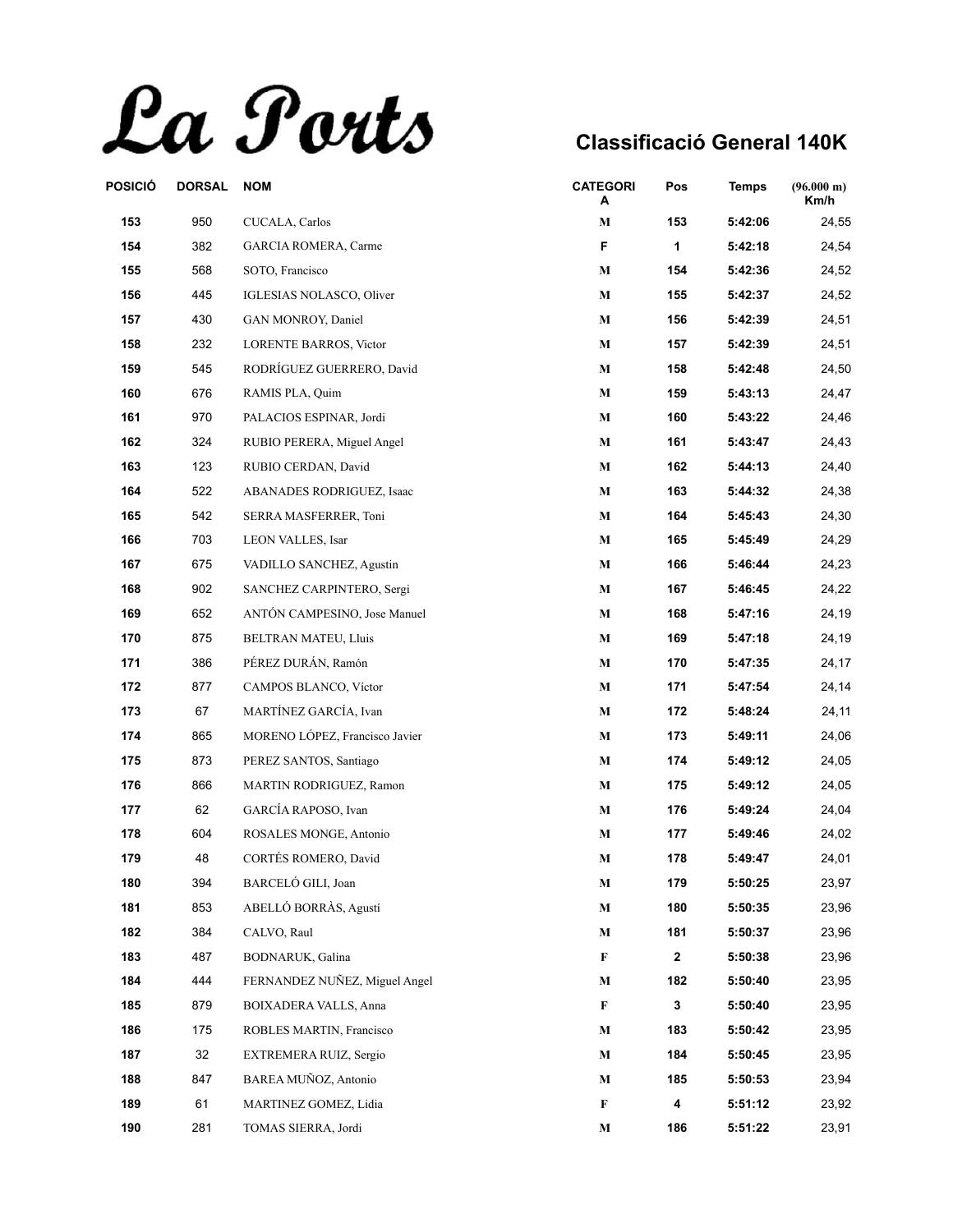# La Ports

## Classificació General 140K

| POSICIÓ | DORSAL | NOM | CATEGORIA | Pos | Temps | (96.000 m) Km/h |
|---|---|---|---|---|---|---|
| 153 | 950 | CUCALA, Carlos | M | 153 | 5:42:06 | 24,55 |
| 154 | 382 | GARCIA ROMERA, Carme | F | 1 | 5:42:18 | 24,54 |
| 155 | 568 | SOTO, Francisco | M | 154 | 5:42:36 | 24,52 |
| 156 | 445 | IGLESIAS NOLASCO, Oliver | M | 155 | 5:42:37 | 24,52 |
| 157 | 430 | GAN MONROY, Daniel | M | 156 | 5:42:39 | 24,51 |
| 158 | 232 | LORENTE BARROS, Victor | M | 157 | 5:42:39 | 24,51 |
| 159 | 545 | RODRÍGUEZ GUERRERO, David | M | 158 | 5:42:48 | 24,50 |
| 160 | 676 | RAMIS PLA, Quim | M | 159 | 5:43:13 | 24,47 |
| 161 | 970 | PALACIOS ESPINAR, Jordi | M | 160 | 5:43:22 | 24,46 |
| 162 | 324 | RUBIO PERERA, Miguel Angel | M | 161 | 5:43:47 | 24,43 |
| 163 | 123 | RUBIO CERDAN, David | M | 162 | 5:44:13 | 24,40 |
| 164 | 522 | ABANADES RODRIGUEZ, Isaac | M | 163 | 5:44:32 | 24,38 |
| 165 | 542 | SERRA MASFERRER, Toni | M | 164 | 5:45:43 | 24,30 |
| 166 | 703 | LEON VALLES, Isar | M | 165 | 5:45:49 | 24,29 |
| 167 | 675 | VADILLO SANCHEZ, Agustin | M | 166 | 5:46:44 | 24,23 |
| 168 | 902 | SANCHEZ CARPINTERO, Sergi | M | 167 | 5:46:45 | 24,22 |
| 169 | 652 | ANTÓN CAMPESINO, Jose Manuel | M | 168 | 5:47:16 | 24,19 |
| 170 | 875 | BELTRAN MATEU, Lluis | M | 169 | 5:47:18 | 24,19 |
| 171 | 386 | PÉREZ DURÁN, Ramón | M | 170 | 5:47:35 | 24,17 |
| 172 | 877 | CAMPOS BLANCO, Víctor | M | 171 | 5:47:54 | 24,14 |
| 173 | 67 | MARTÍNEZ GARCÍA, Ivan | M | 172 | 5:48:24 | 24,11 |
| 174 | 865 | MORENO LÓPEZ, Francisco Javier | M | 173 | 5:49:11 | 24,06 |
| 175 | 873 | PEREZ SANTOS, Santiago | M | 174 | 5:49:12 | 24,05 |
| 176 | 866 | MARTIN RODRIGUEZ, Ramon | M | 175 | 5:49:12 | 24,05 |
| 177 | 62 | GARCÍA RAPOSO, Ivan | M | 176 | 5:49:24 | 24,04 |
| 178 | 604 | ROSALES MONGE, Antonio | M | 177 | 5:49:46 | 24,02 |
| 179 | 48 | CORTÉS ROMERO, David | M | 178 | 5:49:47 | 24,01 |
| 180 | 394 | BARCELÓ GILI, Joan | M | 179 | 5:50:25 | 23,97 |
| 181 | 853 | ABELLÓ BORRÀS, Agustí | M | 180 | 5:50:35 | 23,96 |
| 182 | 384 | CALVO, Raul | M | 181 | 5:50:37 | 23,96 |
| 183 | 487 | BODNARUK, Galina | F | 2 | 5:50:38 | 23,96 |
| 184 | 444 | FERNANDEZ NUÑEZ, Miguel Angel | M | 182 | 5:50:40 | 23,95 |
| 185 | 879 | BOIXADERA VALLS, Anna | F | 3 | 5:50:40 | 23,95 |
| 186 | 175 | ROBLES MARTIN, Francisco | M | 183 | 5:50:42 | 23,95 |
| 187 | 32 | EXTREMERA RUIZ, Sergio | M | 184 | 5:50:45 | 23,95 |
| 188 | 847 | BAREA MUÑOZ, Antonio | M | 185 | 5:50:53 | 23,94 |
| 189 | 61 | MARTINEZ GOMEZ, Lidia | F | 4 | 5:51:12 | 23,92 |
| 190 | 281 | TOMAS SIERRA, Jordi | M | 186 | 5:51:22 | 23,91 |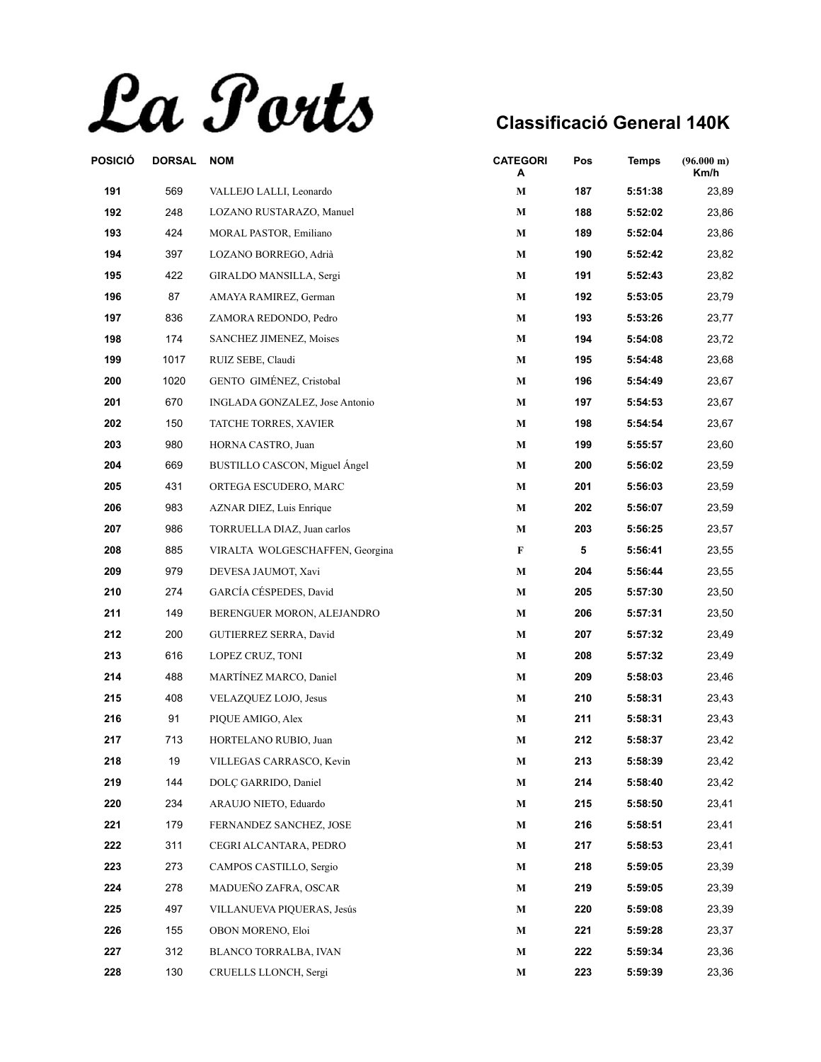# La Ports

## Classificació General 140K

| POSICIÓ | DORSAL | NOM | CATEGORIA | Pos | Temps | (96.000 m) Km/h |
|---|---|---|---|---|---|---|
| 191 | 569 | VALLEJO LALLI, Leonardo | M | 187 | 5:51:38 | 23,89 |
| 192 | 248 | LOZANO RUSTARAZO, Manuel | M | 188 | 5:52:02 | 23,86 |
| 193 | 424 | MORAL PASTOR, Emiliano | M | 189 | 5:52:04 | 23,86 |
| 194 | 397 | LOZANO BORREGO, Adrià | M | 190 | 5:52:42 | 23,82 |
| 195 | 422 | GIRALDO MANSILLA, Sergi | M | 191 | 5:52:43 | 23,82 |
| 196 | 87 | AMAYA RAMIREZ, German | M | 192 | 5:53:05 | 23,79 |
| 197 | 836 | ZAMORA REDONDO, Pedro | M | 193 | 5:53:26 | 23,77 |
| 198 | 174 | SANCHEZ JIMENEZ, Moises | M | 194 | 5:54:08 | 23,72 |
| 199 | 1017 | RUIZ SEBE, Claudi | M | 195 | 5:54:48 | 23,68 |
| 200 | 1020 | GENTO GIMÉNEZ, Cristobal | M | 196 | 5:54:49 | 23,67 |
| 201 | 670 | INGLADA GONZALEZ, Jose Antonio | M | 197 | 5:54:53 | 23,67 |
| 202 | 150 | TATCHE TORRES, XAVIER | M | 198 | 5:54:54 | 23,67 |
| 203 | 980 | HORNA CASTRO, Juan | M | 199 | 5:55:57 | 23,60 |
| 204 | 669 | BUSTILLO CASCON, Miguel Ángel | M | 200 | 5:56:02 | 23,59 |
| 205 | 431 | ORTEGA ESCUDERO, MARC | M | 201 | 5:56:03 | 23,59 |
| 206 | 983 | AZNAR DIEZ, Luis Enrique | M | 202 | 5:56:07 | 23,59 |
| 207 | 986 | TORRUELLA DIAZ, Juan carlos | M | 203 | 5:56:25 | 23,57 |
| 208 | 885 | VIRALTA WOLGESCHAFFEN, Georgina | F | 5 | 5:56:41 | 23,55 |
| 209 | 979 | DEVESA JAUMOT, Xavi | M | 204 | 5:56:44 | 23,55 |
| 210 | 274 | GARCÍA CÉSPEDES, David | M | 205 | 5:57:30 | 23,50 |
| 211 | 149 | BERENGUER MORON, ALEJANDRO | M | 206 | 5:57:31 | 23,50 |
| 212 | 200 | GUTIERREZ SERRA, David | M | 207 | 5:57:32 | 23,49 |
| 213 | 616 | LOPEZ CRUZ, TONI | M | 208 | 5:57:32 | 23,49 |
| 214 | 488 | MARTÍNEZ MARCO, Daniel | M | 209 | 5:58:03 | 23,46 |
| 215 | 408 | VELAZQUEZ LOJO, Jesus | M | 210 | 5:58:31 | 23,43 |
| 216 | 91 | PIQUE AMIGO, Alex | M | 211 | 5:58:31 | 23,43 |
| 217 | 713 | HORTELANO RUBIO, Juan | M | 212 | 5:58:37 | 23,42 |
| 218 | 19 | VILLEGAS CARRASCO, Kevin | M | 213 | 5:58:39 | 23,42 |
| 219 | 144 | DOLÇ GARRIDO, Daniel | M | 214 | 5:58:40 | 23,42 |
| 220 | 234 | ARAUJO NIETO, Eduardo | M | 215 | 5:58:50 | 23,41 |
| 221 | 179 | FERNANDEZ SANCHEZ, JOSE | M | 216 | 5:58:51 | 23,41 |
| 222 | 311 | CEGRI ALCANTARA, PEDRO | M | 217 | 5:58:53 | 23,41 |
| 223 | 273 | CAMPOS CASTILLO, Sergio | M | 218 | 5:59:05 | 23,39 |
| 224 | 278 | MADUEÑO ZAFRA, OSCAR | M | 219 | 5:59:05 | 23,39 |
| 225 | 497 | VILLANUEVA PIQUERAS, Jesús | M | 220 | 5:59:08 | 23,39 |
| 226 | 155 | OBON MORENO, Eloi | M | 221 | 5:59:28 | 23,37 |
| 227 | 312 | BLANCO TORRALBA, IVAN | M | 222 | 5:59:34 | 23,36 |
| 228 | 130 | CRUELLS LLONCH, Sergi | M | 223 | 5:59:39 | 23,36 |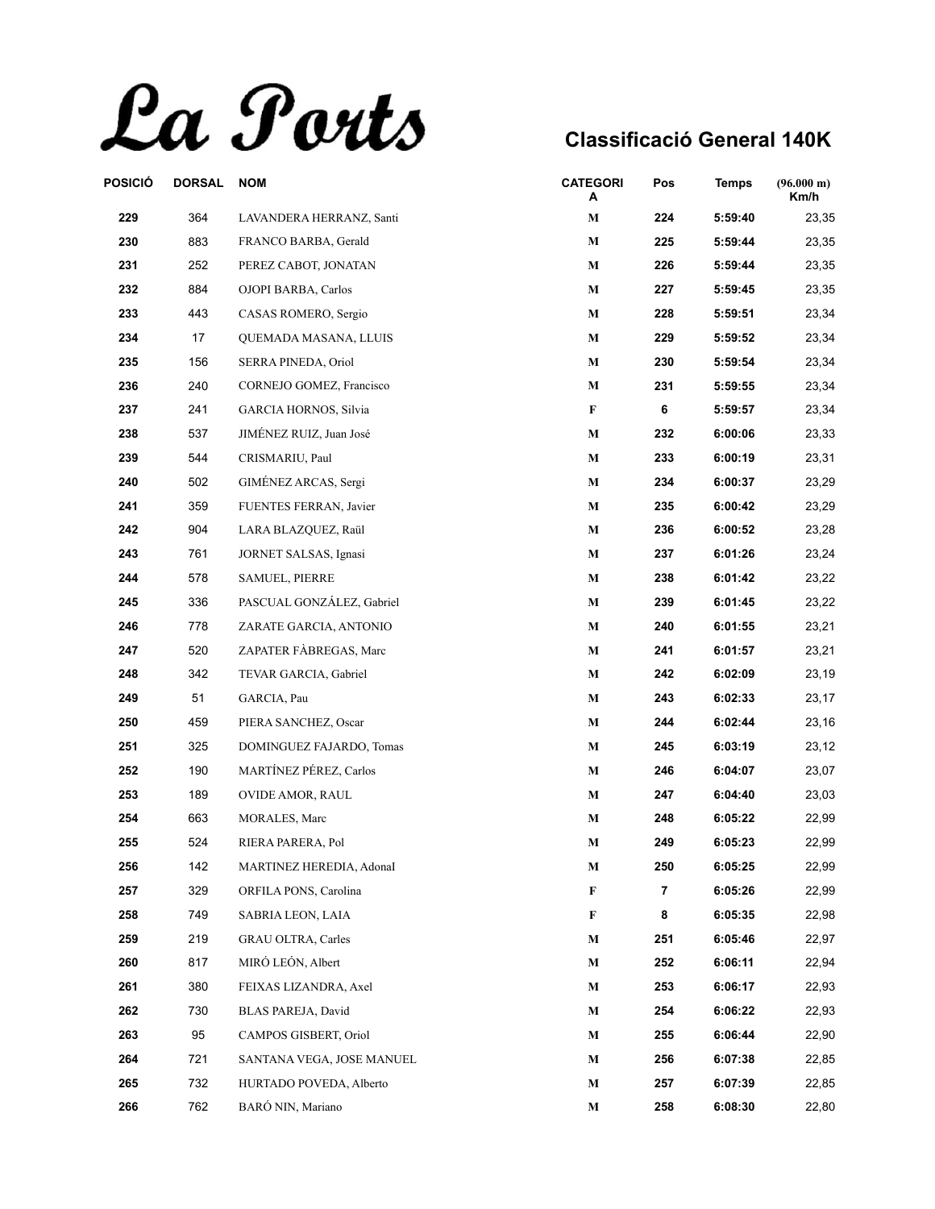# La Ports

## Classificació General 140K

| POSICIÓ | DORSAL | NOM | CATEGORIA | Pos | Temps | (96.000 m) Km/h |
|---|---|---|---|---|---|---|
| 229 | 364 | LAVANDERA HERRANZ, Santi | M | 224 | 5:59:40 | 23,35 |
| 230 | 883 | FRANCO BARBA, Gerald | M | 225 | 5:59:44 | 23,35 |
| 231 | 252 | PEREZ CABOT, JONATAN | M | 226 | 5:59:44 | 23,35 |
| 232 | 884 | OJOPI BARBA, Carlos | M | 227 | 5:59:45 | 23,35 |
| 233 | 443 | CASAS ROMERO, Sergio | M | 228 | 5:59:51 | 23,34 |
| 234 | 17 | QUEMADA MASANA, LLUIS | M | 229 | 5:59:52 | 23,34 |
| 235 | 156 | SERRA PINEDA, Oriol | M | 230 | 5:59:54 | 23,34 |
| 236 | 240 | CORNEJO GOMEZ, Francisco | M | 231 | 5:59:55 | 23,34 |
| 237 | 241 | GARCIA HORNOS, Silvia | F | 6 | 5:59:57 | 23,34 |
| 238 | 537 | JIMÉNEZ RUIZ, Juan José | M | 232 | 6:00:06 | 23,33 |
| 239 | 544 | CRISMARIU, Paul | M | 233 | 6:00:19 | 23,31 |
| 240 | 502 | GIMÉNEZ ARCAS, Sergi | M | 234 | 6:00:37 | 23,29 |
| 241 | 359 | FUENTES FERRAN, Javier | M | 235 | 6:00:42 | 23,29 |
| 242 | 904 | LARA BLAZQUEZ, Raül | M | 236 | 6:00:52 | 23,28 |
| 243 | 761 | JORNET SALSAS, Ignasi | M | 237 | 6:01:26 | 23,24 |
| 244 | 578 | SAMUEL, PIERRE | M | 238 | 6:01:42 | 23,22 |
| 245 | 336 | PASCUAL GONZÁLEZ, Gabriel | M | 239 | 6:01:45 | 23,22 |
| 246 | 778 | ZARATE GARCIA, ANTONIO | M | 240 | 6:01:55 | 23,21 |
| 247 | 520 | ZAPATER FÀBREGAS, Marc | M | 241 | 6:01:57 | 23,21 |
| 248 | 342 | TEVAR GARCIA, Gabriel | M | 242 | 6:02:09 | 23,19 |
| 249 | 51 | GARCIA, Pau | M | 243 | 6:02:33 | 23,17 |
| 250 | 459 | PIERA SANCHEZ, Oscar | M | 244 | 6:02:44 | 23,16 |
| 251 | 325 | DOMINGUEZ FAJARDO, Tomas | M | 245 | 6:03:19 | 23,12 |
| 252 | 190 | MARTÍNEZ PÉREZ, Carlos | M | 246 | 6:04:07 | 23,07 |
| 253 | 189 | OVIDE AMOR, RAUL | M | 247 | 6:04:40 | 23,03 |
| 254 | 663 | MORALES, Marc | M | 248 | 6:05:22 | 22,99 |
| 255 | 524 | RIERA PARERA, Pol | M | 249 | 6:05:23 | 22,99 |
| 256 | 142 | MARTINEZ HEREDIA, AdonaI | M | 250 | 6:05:25 | 22,99 |
| 257 | 329 | ORFILA PONS, Carolina | F | 7 | 6:05:26 | 22,99 |
| 258 | 749 | SABRIA LEON, LAIA | F | 8 | 6:05:35 | 22,98 |
| 259 | 219 | GRAU OLTRA, Carles | M | 251 | 6:05:46 | 22,97 |
| 260 | 817 | MIRÓ LEÓN, Albert | M | 252 | 6:06:11 | 22,94 |
| 261 | 380 | FEIXAS LIZANDRA, Axel | M | 253 | 6:06:17 | 22,93 |
| 262 | 730 | BLAS PAREJA, David | M | 254 | 6:06:22 | 22,93 |
| 263 | 95 | CAMPOS GISBERT, Oriol | M | 255 | 6:06:44 | 22,90 |
| 264 | 721 | SANTANA VEGA, JOSE MANUEL | M | 256 | 6:07:38 | 22,85 |
| 265 | 732 | HURTADO POVEDA, Alberto | M | 257 | 6:07:39 | 22,85 |
| 266 | 762 | BARÓ NIN, Mariano | M | 258 | 6:08:30 | 22,80 |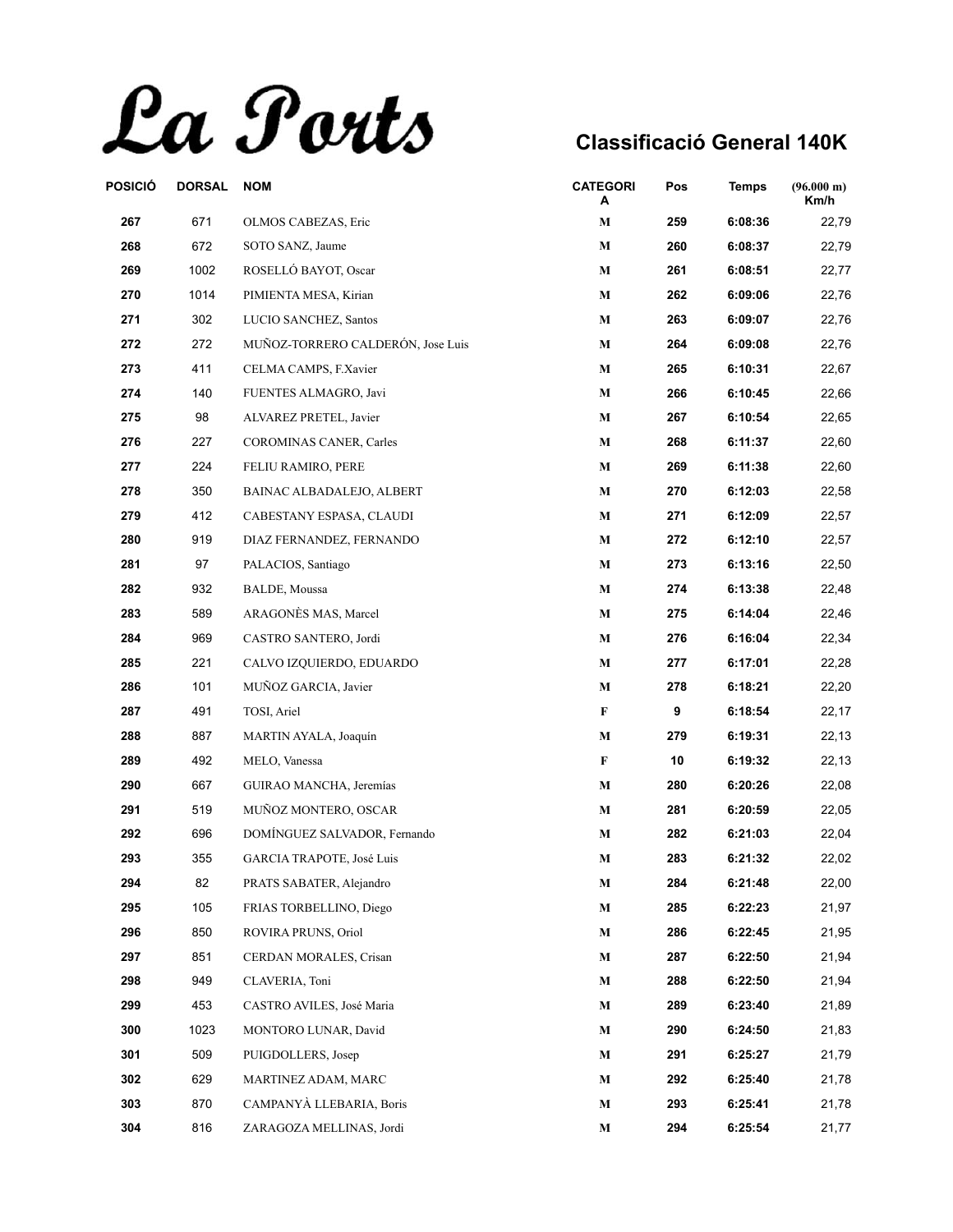# La Ports

## Classificació General 140K

| POSICIÓ | DORSAL | NOM | CATEGORIA | Pos | Temps | (96.000 m) Km/h |
|---|---|---|---|---|---|---|
| 267 | 671 | OLMOS CABEZAS, Eric | M | 259 | 6:08:36 | 22,79 |
| 268 | 672 | SOTO SANZ, Jaume | M | 260 | 6:08:37 | 22,79 |
| 269 | 1002 | ROSELLÓ BAYOT, Oscar | M | 261 | 6:08:51 | 22,77 |
| 270 | 1014 | PIMIENTA MESA, Kirian | M | 262 | 6:09:06 | 22,76 |
| 271 | 302 | LUCIO SANCHEZ, Santos | M | 263 | 6:09:07 | 22,76 |
| 272 | 272 | MUÑOZ-TORRERO CALDERÓN, Jose Luis | M | 264 | 6:09:08 | 22,76 |
| 273 | 411 | CELMA CAMPS, F.Xavier | M | 265 | 6:10:31 | 22,67 |
| 274 | 140 | FUENTES ALMAGRO, Javi | M | 266 | 6:10:45 | 22,66 |
| 275 | 98 | ALVAREZ PRETEL, Javier | M | 267 | 6:10:54 | 22,65 |
| 276 | 227 | COROMINAS CANER, Carles | M | 268 | 6:11:37 | 22,60 |
| 277 | 224 | FELIU RAMIRO, PERE | M | 269 | 6:11:38 | 22,60 |
| 278 | 350 | BAINAC ALBADALEJO, ALBERT | M | 270 | 6:12:03 | 22,58 |
| 279 | 412 | CABESTANY ESPASA, CLAUDI | M | 271 | 6:12:09 | 22,57 |
| 280 | 919 | DIAZ FERNANDEZ, FERNANDO | M | 272 | 6:12:10 | 22,57 |
| 281 | 97 | PALACIOS, Santiago | M | 273 | 6:13:16 | 22,50 |
| 282 | 932 | BALDE, Moussa | M | 274 | 6:13:38 | 22,48 |
| 283 | 589 | ARAGONÈS MAS, Marcel | M | 275 | 6:14:04 | 22,46 |
| 284 | 969 | CASTRO SANTERO, Jordi | M | 276 | 6:16:04 | 22,34 |
| 285 | 221 | CALVO IZQUIERDO, EDUARDO | M | 277 | 6:17:01 | 22,28 |
| 286 | 101 | MUÑOZ GARCIA, Javier | M | 278 | 6:18:21 | 22,20 |
| 287 | 491 | TOSI, Ariel | F | 9 | 6:18:54 | 22,17 |
| 288 | 887 | MARTIN AYALA, Joaquín | M | 279 | 6:19:31 | 22,13 |
| 289 | 492 | MELO, Vanessa | F | 10 | 6:19:32 | 22,13 |
| 290 | 667 | GUIRAO MANCHA, Jeremías | M | 280 | 6:20:26 | 22,08 |
| 291 | 519 | MUÑOZ MONTERO, OSCAR | M | 281 | 6:20:59 | 22,05 |
| 292 | 696 | DOMÍNGUEZ SALVADOR, Fernando | M | 282 | 6:21:03 | 22,04 |
| 293 | 355 | GARCIA TRAPOTE, José Luis | M | 283 | 6:21:32 | 22,02 |
| 294 | 82 | PRATS SABATER, Alejandro | M | 284 | 6:21:48 | 22,00 |
| 295 | 105 | FRIAS TORBELLINO, Diego | M | 285 | 6:22:23 | 21,97 |
| 296 | 850 | ROVIRA PRUNS, Oriol | M | 286 | 6:22:45 | 21,95 |
| 297 | 851 | CERDAN MORALES, Crisan | M | 287 | 6:22:50 | 21,94 |
| 298 | 949 | CLAVERIA, Toni | M | 288 | 6:22:50 | 21,94 |
| 299 | 453 | CASTRO AVILES, José Maria | M | 289 | 6:23:40 | 21,89 |
| 300 | 1023 | MONTORO LUNAR, David | M | 290 | 6:24:50 | 21,83 |
| 301 | 509 | PUIGDOLLERS, Josep | M | 291 | 6:25:27 | 21,79 |
| 302 | 629 | MARTINEZ ADAM, MARC | M | 292 | 6:25:40 | 21,78 |
| 303 | 870 | CAMPANYÀ LLEBARIA, Boris | M | 293 | 6:25:41 | 21,78 |
| 304 | 816 | ZARAGOZA MELLINAS, Jordi | M | 294 | 6:25:54 | 21,77 |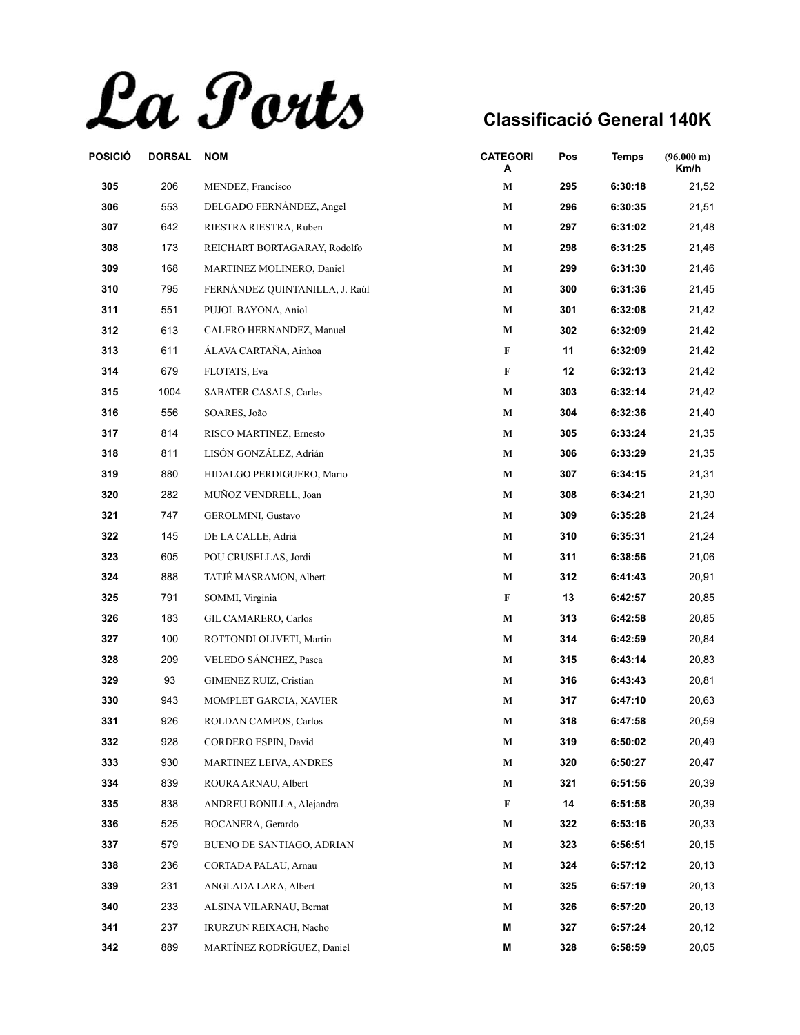# La Ports

## Classificació General 140K

| POSICIÓ | DORSAL | NOM | CATEGORIA | Pos | Temps | (96.000 m) Km/h |
|---|---|---|---|---|---|---|
| 305 | 206 | MENDEZ, Francisco | M | 295 | 6:30:18 | 21,52 |
| 306 | 553 | DELGADO FERNÁNDEZ, Angel | M | 296 | 6:30:35 | 21,51 |
| 307 | 642 | RIESTRA RIESTRA, Ruben | M | 297 | 6:31:02 | 21,48 |
| 308 | 173 | REICHART BORTAGARAY, Rodolfo | M | 298 | 6:31:25 | 21,46 |
| 309 | 168 | MARTINEZ MOLINERO, Daniel | M | 299 | 6:31:30 | 21,46 |
| 310 | 795 | FERNÁNDEZ QUINTANILLA, J. Raúl | M | 300 | 6:31:36 | 21,45 |
| 311 | 551 | PUJOL BAYONA, Aniol | M | 301 | 6:32:08 | 21,42 |
| 312 | 613 | CALERO HERNANDEZ, Manuel | M | 302 | 6:32:09 | 21,42 |
| 313 | 611 | ÁLAVA CARTAÑA, Ainhoa | F | 11 | 6:32:09 | 21,42 |
| 314 | 679 | FLOTATS, Eva | F | 12 | 6:32:13 | 21,42 |
| 315 | 1004 | SABATER CASALS, Carles | M | 303 | 6:32:14 | 21,42 |
| 316 | 556 | SOARES, João | M | 304 | 6:32:36 | 21,40 |
| 317 | 814 | RISCO MARTINEZ, Ernesto | M | 305 | 6:33:24 | 21,35 |
| 318 | 811 | LISÓN GONZÁLEZ, Adrián | M | 306 | 6:33:29 | 21,35 |
| 319 | 880 | HIDALGO PERDIGUERO, Mario | M | 307 | 6:34:15 | 21,31 |
| 320 | 282 | MUÑOZ VENDRELL, Joan | M | 308 | 6:34:21 | 21,30 |
| 321 | 747 | GEROLMINI, Gustavo | M | 309 | 6:35:28 | 21,24 |
| 322 | 145 | DE LA CALLE, Adrià | M | 310 | 6:35:31 | 21,24 |
| 323 | 605 | POU CRUSELLAS, Jordi | M | 311 | 6:38:56 | 21,06 |
| 324 | 888 | TATJÉ MASRAMON, Albert | M | 312 | 6:41:43 | 20,91 |
| 325 | 791 | SOMMI, Virginia | F | 13 | 6:42:57 | 20,85 |
| 326 | 183 | GIL CAMARERO, Carlos | M | 313 | 6:42:58 | 20,85 |
| 327 | 100 | ROTTONDI OLIVETI, Martin | M | 314 | 6:42:59 | 20,84 |
| 328 | 209 | VELEDO SÁNCHEZ, Pasca | M | 315 | 6:43:14 | 20,83 |
| 329 | 93 | GIMENEZ RUIZ, Cristian | M | 316 | 6:43:43 | 20,81 |
| 330 | 943 | MOMPLET GARCIA, XAVIER | M | 317 | 6:47:10 | 20,63 |
| 331 | 926 | ROLDAN CAMPOS, Carlos | M | 318 | 6:47:58 | 20,59 |
| 332 | 928 | CORDERO ESPIN, David | M | 319 | 6:50:02 | 20,49 |
| 333 | 930 | MARTINEZ LEIVA, ANDRES | M | 320 | 6:50:27 | 20,47 |
| 334 | 839 | ROURA ARNAU, Albert | M | 321 | 6:51:56 | 20,39 |
| 335 | 838 | ANDREU BONILLA, Alejandra | F | 14 | 6:51:58 | 20,39 |
| 336 | 525 | BOCANERA, Gerardo | M | 322 | 6:53:16 | 20,33 |
| 337 | 579 | BUENO DE SANTIAGO, ADRIAN | M | 323 | 6:56:51 | 20,15 |
| 338 | 236 | CORTADA PALAU, Arnau | M | 324 | 6:57:12 | 20,13 |
| 339 | 231 | ANGLADA LARA, Albert | M | 325 | 6:57:19 | 20,13 |
| 340 | 233 | ALSINA VILARNAU, Bernat | M | 326 | 6:57:20 | 20,13 |
| 341 | 237 | IRURZUN REIXACH, Nacho | M | 327 | 6:57:24 | 20,12 |
| 342 | 889 | MARTÍNEZ RODRÍGUEZ, Daniel | M | 328 | 6:58:59 | 20,05 |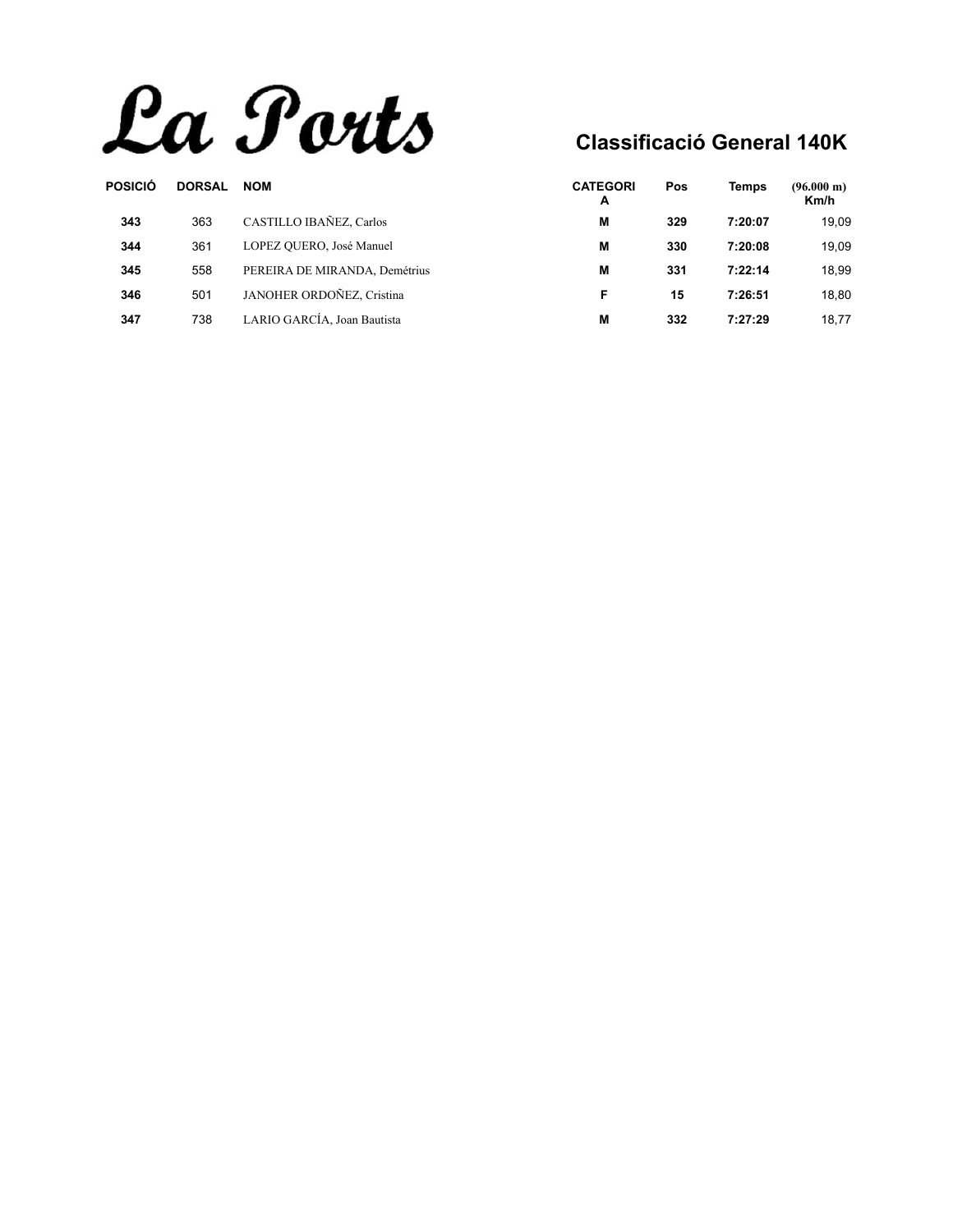# La Ports

## Classificació General 140K

| POSICIÓ | DORSAL | NOM | CATEGORIA | Pos | Temps | (96.000 m) Km/h |
|---|---|---|---|---|---|---|
| **343** | 363 | CASTILLO IBAÑEZ, Carlos | **M** | **329** | **7:20:07** | 19,09 |
| **344** | 361 | LOPEZ QUERO, José Manuel | **M** | **330** | **7:20:08** | 19,09 |
| **345** | 558 | PEREIRA DE MIRANDA, Demétrius | **M** | **331** | **7:22:14** | 18,99 |
| **346** | 501 | JANOHER ORDOÑEZ, Cristina | **F** | **15** | **7:26:51** | 18,80 |
| **347** | 738 | LARIO GARCÍA, Joan Bautista | **M** | **332** | **7:27:29** | 18,77 |